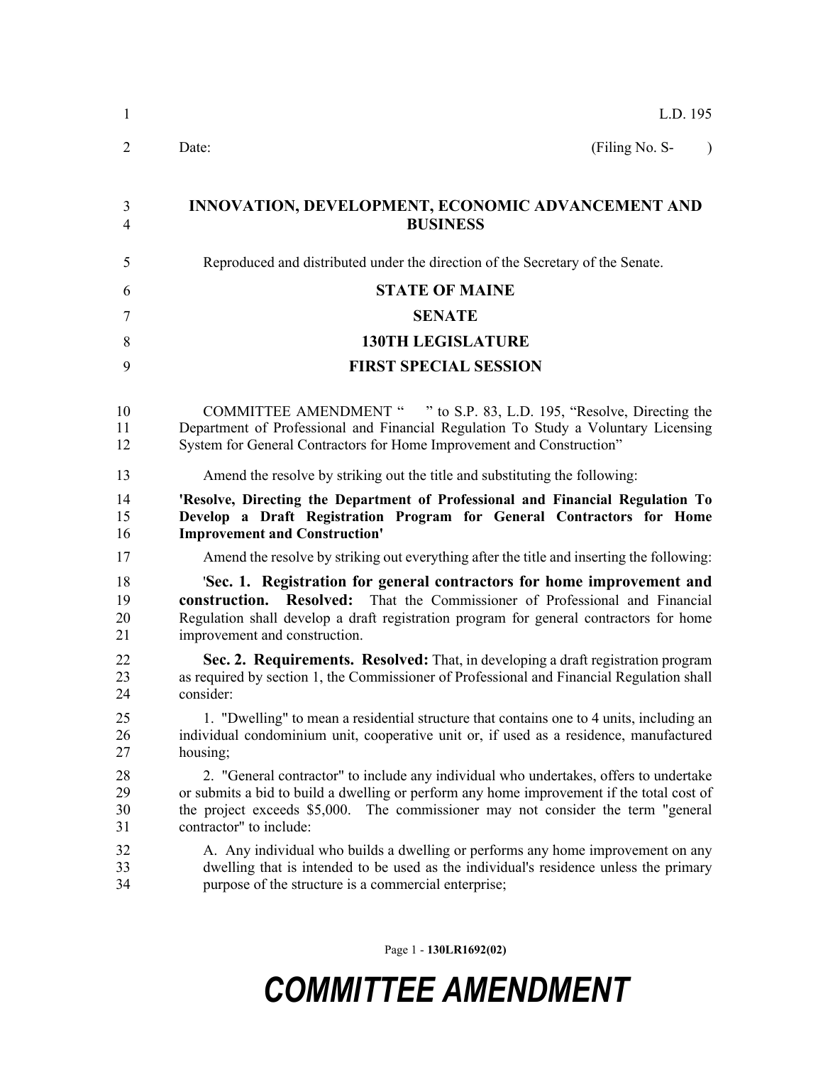L.D. 195

Date: (Filing No. S- )

**INNOVATION, DEVELOPMENT, ECONOMIC ADVANCEMENT AND BUSINESS**

Reproduced and distributed under the direction of the Secretary of the Senate.

**STATE OF MAINE**

**SENATE**

**130TH LEGISLATURE**

**FIRST SPECIAL SESSION**

COMMITTEE AMENDMENT " " to S.P. 83, L.D. 195, "Resolve, Directing the Department of Professional and Financial Regulation To Study a Voluntary Licensing System for General Contractors for Home Improvement and Construction"

Amend the resolve by striking out the title and substituting the following:

**'Resolve, Directing the Department of Professional and Financial Regulation To Develop a Draft Registration Program for General Contractors for Home Improvement and Construction'**

Amend the resolve by striking out everything after the title and inserting the following:

'**Sec. 1. Registration for general contractors for home improvement and construction. Resolved:** That the Commissioner of Professional and Financial Regulation shall develop a draft registration program for general contractors for home improvement and construction.

**Sec. 2. Requirements. Resolved:** That, in developing a draft registration program as required by section 1, the Commissioner of Professional and Financial Regulation shall consider:

1. "Dwelling" to mean a residential structure that contains one to 4 units, including an individual condominium unit, cooperative unit or, if used as a residence, manufactured housing;

2. "General contractor" to include any individual who undertakes, offers to undertake or submits a bid to build a dwelling or perform any home improvement if the total cost of the project exceeds $5,000. The commissioner may not consider the term "general contractor" to include:

A. Any individual who builds a dwelling or performs any home improvement on any dwelling that is intended to be used as the individual's residence unless the primary purpose of the structure is a commercial enterprise;

**COMMITTEE AMENDMENT**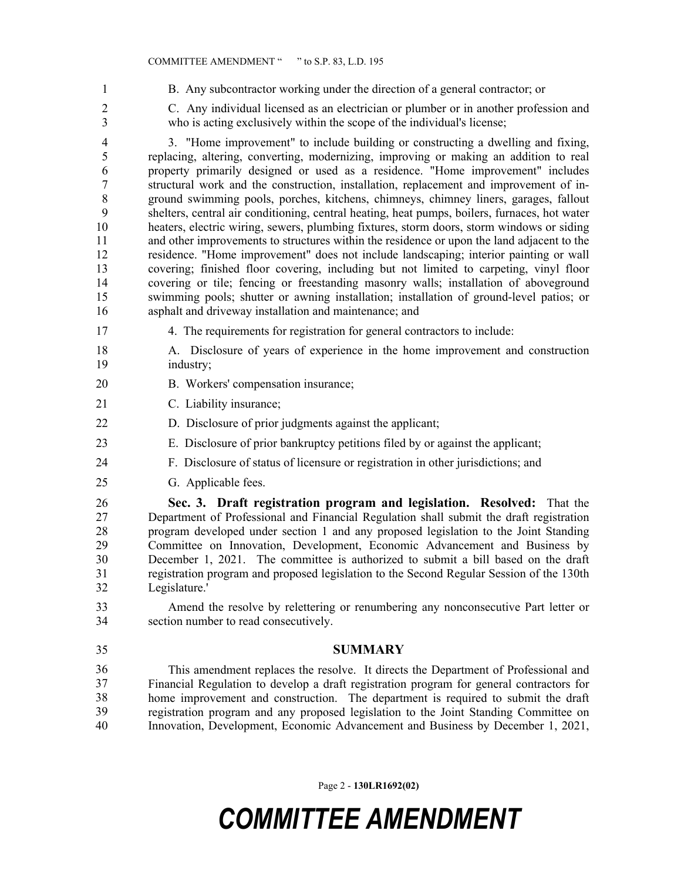B. Any subcontractor working under the direction of a general contractor; or

C. Any individual licensed as an electrician or plumber or in another profession and who is acting exclusively within the scope of the individual's license;

3. "Home improvement" to include building or constructing a dwelling and fixing, replacing, altering, converting, modernizing, improving or making an addition to real property primarily designed or used as a residence. "Home improvement" includes structural work and the construction, installation, replacement and improvement of in-ground swimming pools, porches, kitchens, chimneys, chimney liners, garages, fallout shelters, central air conditioning, central heating, heat pumps, boilers, furnaces, hot water heaters, electric wiring, sewers, plumbing fixtures, storm doors, storm windows or siding and other improvements to structures within the residence or upon the land adjacent to the residence. "Home improvement" does not include landscaping; interior painting or wall covering; finished floor covering, including but not limited to carpeting, vinyl floor covering or tile; fencing or freestanding masonry walls; installation of aboveground swimming pools; shutter or awning installation; installation of ground-level patios; or asphalt and driveway installation and maintenance; and

4. The requirements for registration for general contractors to include:

A. Disclosure of years of experience in the home improvement and construction industry;

B. Workers' compensation insurance;

C. Liability insurance;

D. Disclosure of prior judgments against the applicant;

E. Disclosure of prior bankruptcy petitions filed by or against the applicant;

F. Disclosure of status of licensure or registration in other jurisdictions; and

G. Applicable fees.

**Sec. 3. Draft registration program and legislation. Resolved:** That the Department of Professional and Financial Regulation shall submit the draft registration program developed under section 1 and any proposed legislation to the Joint Standing Committee on Innovation, Development, Economic Advancement and Business by December 1, 2021. The committee is authorized to submit a bill based on the draft registration program and proposed legislation to the Second Regular Session of the 130th Legislature.'

Amend the resolve by relettering or renumbering any nonconsecutive Part letter or section number to read consecutively.

## SUMMARY

This amendment replaces the resolve. It directs the Department of Professional and Financial Regulation to develop a draft registration program for general contractors for home improvement and construction. The department is required to submit the draft registration program and any proposed legislation to the Joint Standing Committee on Innovation, Development, Economic Advancement and Business by December 1, 2021,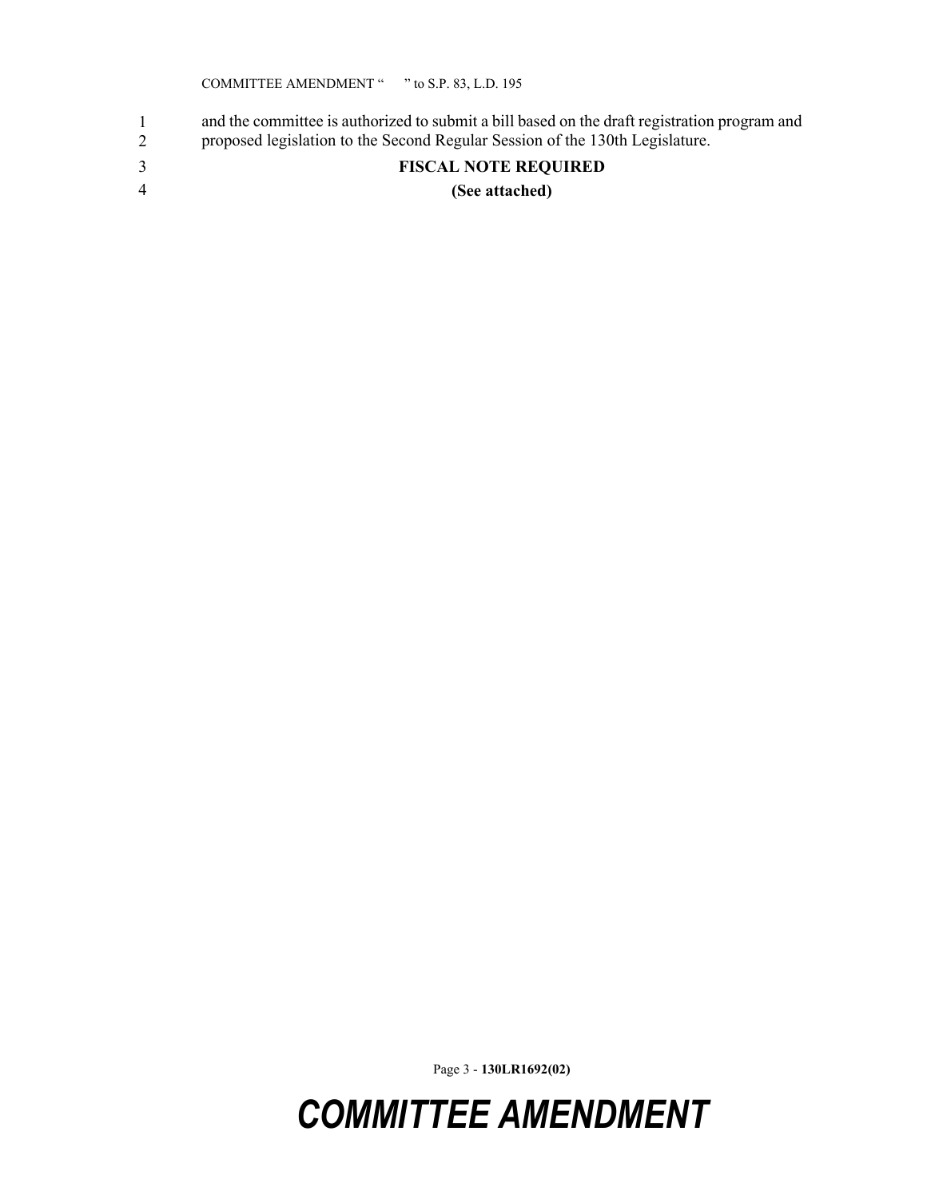and the committee is authorized to submit a bill based on the draft registration program and proposed legislation to the Second Regular Session of the 130th Legislature.

**FISCAL NOTE REQUIRED**

**(See attached)**